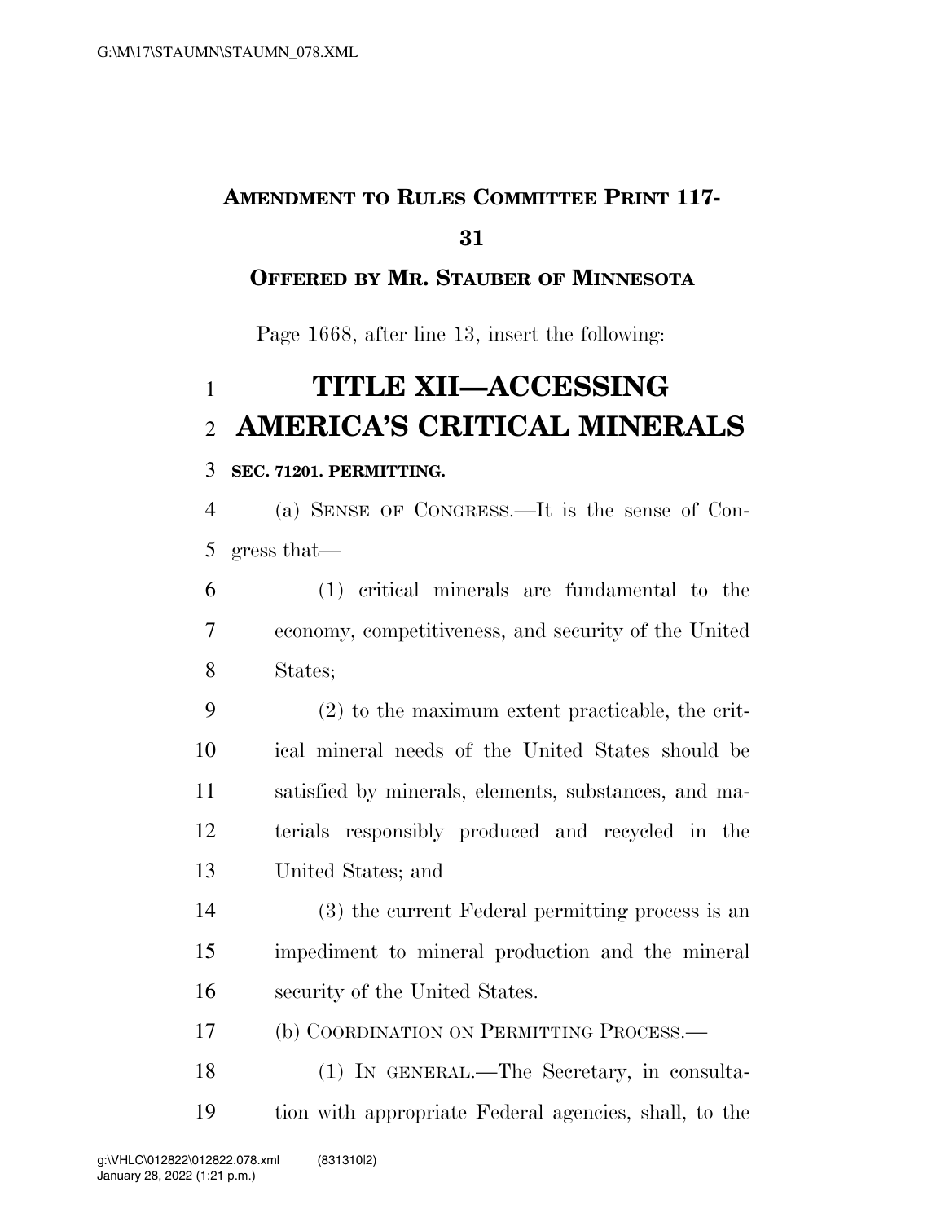**AMENDMENT TO RULES COMMITTEE PRINT 117-31**

**OFFERED BY MR. STAUBER OF MINNESOTA**

Page 1668, after line 13, insert the following:

# TITLE XII—ACCESSING AMERICA'S CRITICAL MINERALS

**SEC. 71201. PERMITTING.**

(a) SENSE OF CONGRESS.—It is the sense of Congress that—

(1) critical minerals are fundamental to the economy, competitiveness, and security of the United States;

(2) to the maximum extent practicable, the critical mineral needs of the United States should be satisfied by minerals, elements, substances, and materials responsibly produced and recycled in the United States; and

(3) the current Federal permitting process is an impediment to mineral production and the mineral security of the United States.

(b) COORDINATION ON PERMITTING PROCESS.—

(1) IN GENERAL.—The Secretary, in consultation with appropriate Federal agencies, shall, to the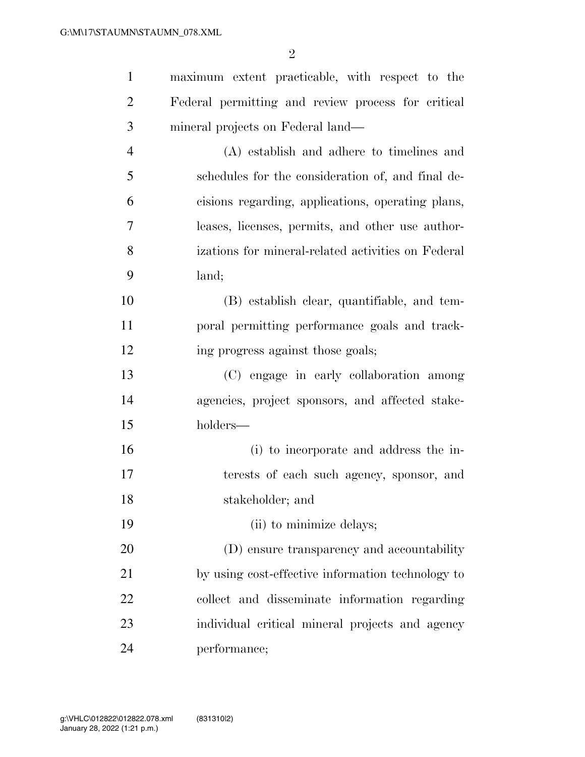maximum extent practicable, with respect to the Federal permitting and review process for critical mineral projects on Federal land—

(A) establish and adhere to timelines and schedules for the consideration of, and final decisions regarding, applications, operating plans, leases, licenses, permits, and other use authorizations for mineral-related activities on Federal land;

(B) establish clear, quantifiable, and temporal permitting performance goals and tracking progress against those goals;

(C) engage in early collaboration among agencies, project sponsors, and affected stakeholders—

(i) to incorporate and address the interests of each such agency, sponsor, and stakeholder; and

(ii) to minimize delays;

(D) ensure transparency and accountability by using cost-effective information technology to collect and disseminate information regarding individual critical mineral projects and agency performance;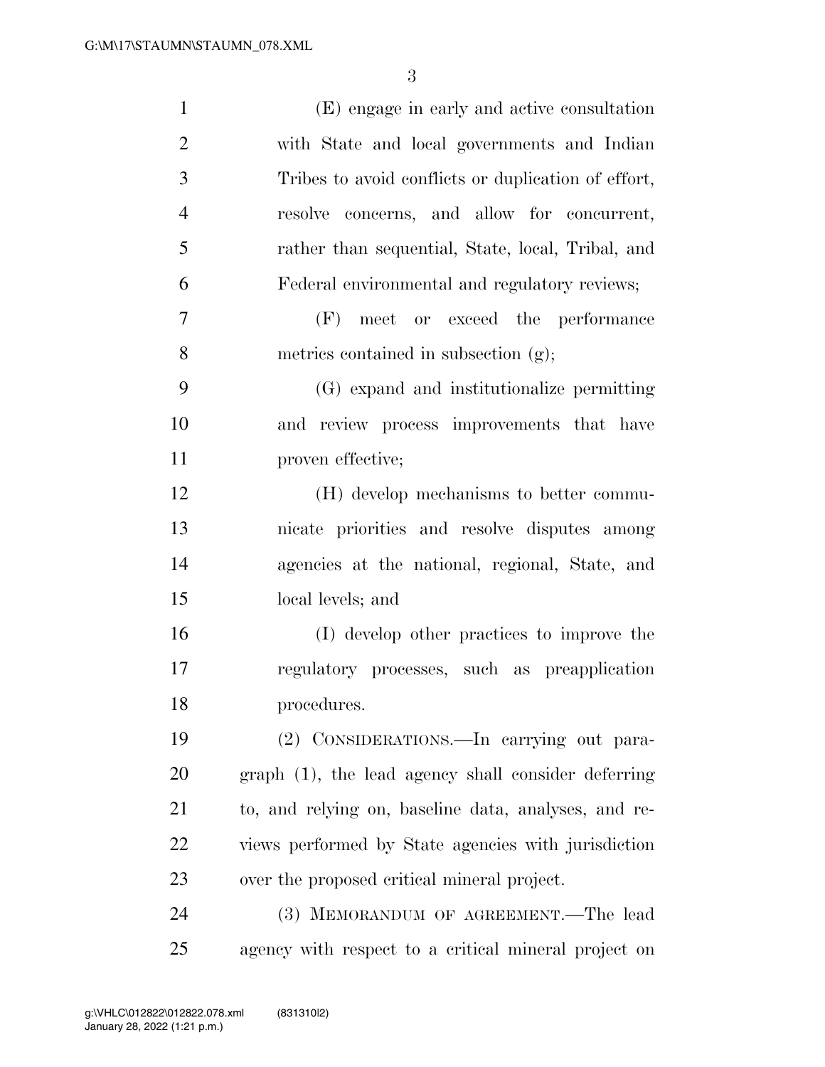(E) engage in early and active consultation with State and local governments and Indian Tribes to avoid conflicts or duplication of effort, resolve concerns, and allow for concurrent, rather than sequential, State, local, Tribal, and Federal environmental and regulatory reviews;

(F) meet or exceed the performance metrics contained in subsection (g);

(G) expand and institutionalize permitting and review process improvements that have proven effective;

(H) develop mechanisms to better communicate priorities and resolve disputes among agencies at the national, regional, State, and local levels; and

(I) develop other practices to improve the regulatory processes, such as preapplication procedures.

(2) CONSIDERATIONS.—In carrying out paragraph (1), the lead agency shall consider deferring to, and relying on, baseline data, analyses, and reviews performed by State agencies with jurisdiction over the proposed critical mineral project.

(3) MEMORANDUM OF AGREEMENT.—The lead agency with respect to a critical mineral project on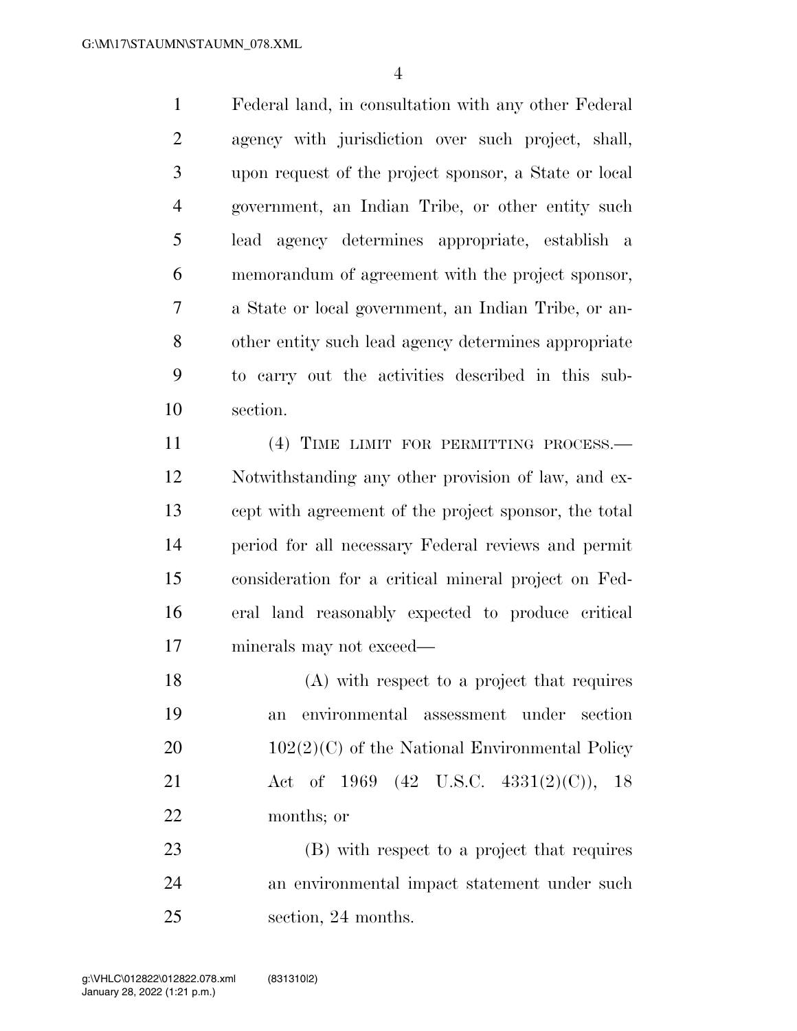Federal land, in consultation with any other Federal agency with jurisdiction over such project, shall, upon request of the project sponsor, a State or local government, an Indian Tribe, or other entity such lead agency determines appropriate, establish a memorandum of agreement with the project sponsor, a State or local government, an Indian Tribe, or another entity such lead agency determines appropriate to carry out the activities described in this subsection.

(4) TIME LIMIT FOR PERMITTING PROCESS.—Notwithstanding any other provision of law, and except with agreement of the project sponsor, the total period for all necessary Federal reviews and permit consideration for a critical mineral project on Federal land reasonably expected to produce critical minerals may not exceed—

(A) with respect to a project that requires an environmental assessment under section 102(2)(C) of the National Environmental Policy Act of 1969 (42 U.S.C. 4331(2)(C)), 18 months; or

(B) with respect to a project that requires an environmental impact statement under such section, 24 months.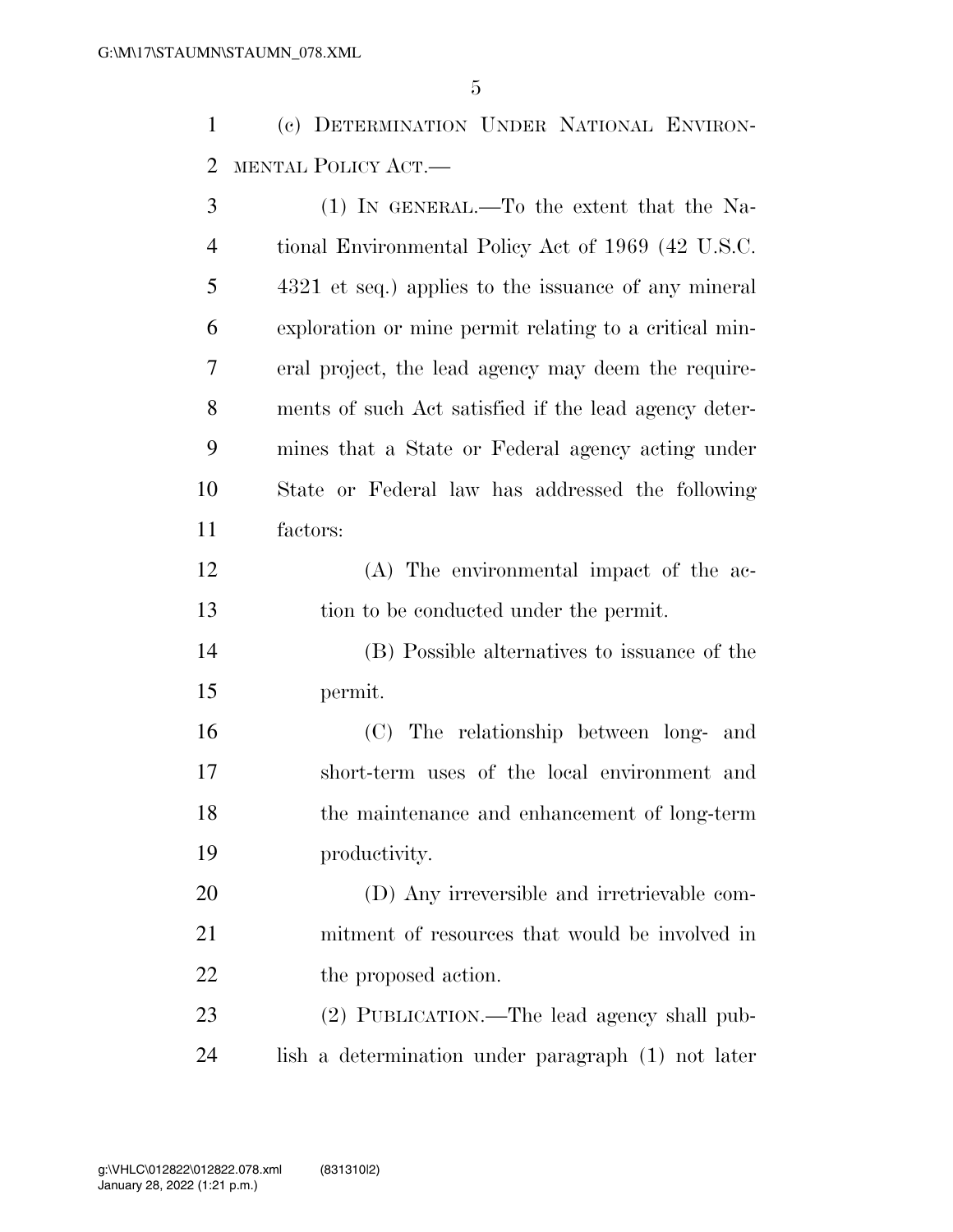(c) DETERMINATION UNDER NATIONAL ENVIRONMENTAL POLICY ACT.—

(1) IN GENERAL.—To the extent that the National Environmental Policy Act of 1969 (42 U.S.C. 4321 et seq.) applies to the issuance of any mineral exploration or mine permit relating to a critical mineral project, the lead agency may deem the requirements of such Act satisfied if the lead agency determines that a State or Federal agency acting under State or Federal law has addressed the following factors:

(A) The environmental impact of the action to be conducted under the permit.

(B) Possible alternatives to issuance of the permit.

(C) The relationship between long- and short-term uses of the local environment and the maintenance and enhancement of long-term productivity.

(D) Any irreversible and irretrievable commitment of resources that would be involved in the proposed action.

(2) PUBLICATION.—The lead agency shall publish a determination under paragraph (1) not later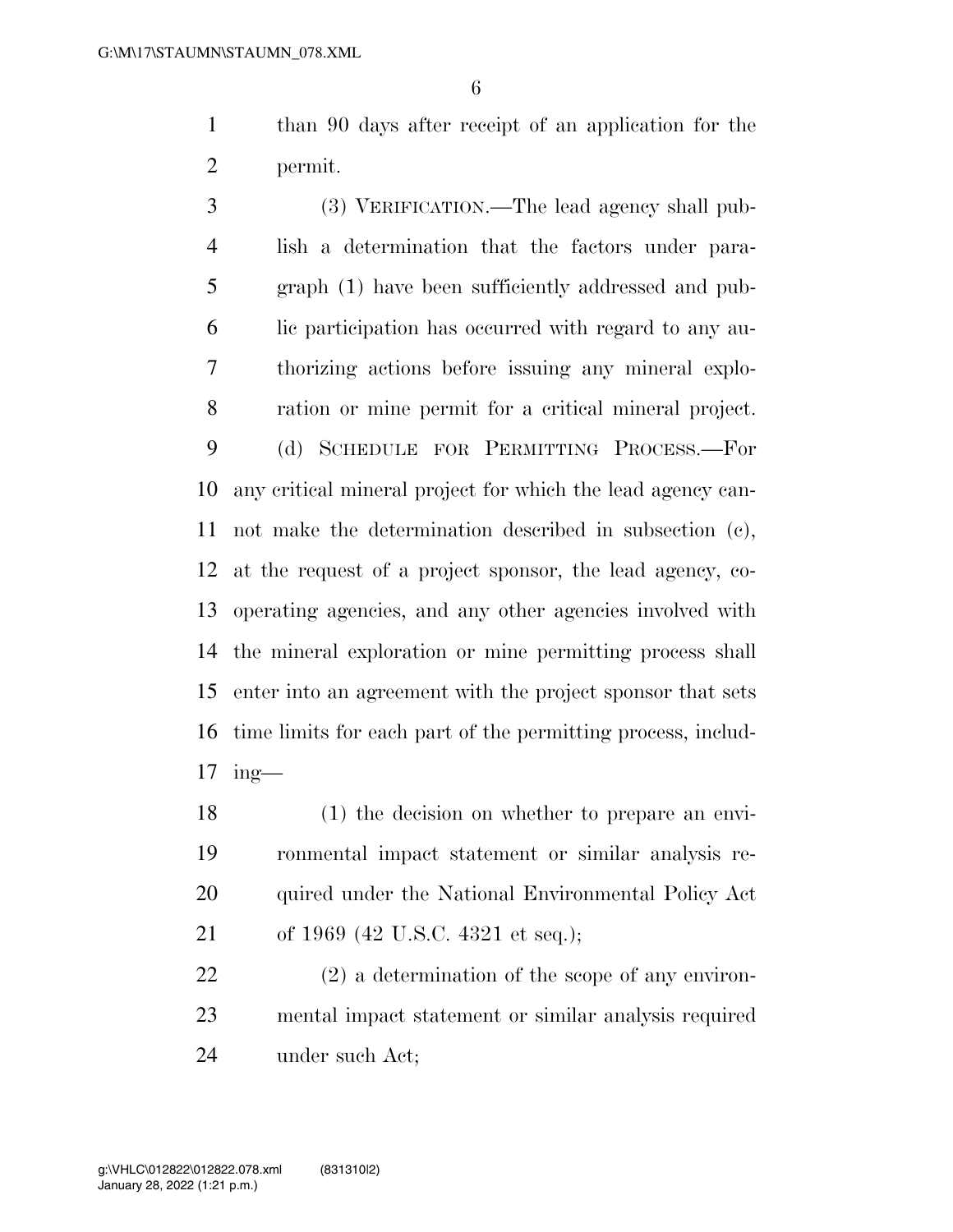than 90 days after receipt of an application for the permit.

(3) VERIFICATION.—The lead agency shall publish a determination that the factors under paragraph (1) have been sufficiently addressed and public participation has occurred with regard to any authorizing actions before issuing any mineral exploration or mine permit for a critical mineral project.

(d) SCHEDULE FOR PERMITTING PROCESS.—For any critical mineral project for which the lead agency cannot make the determination described in subsection (c), at the request of a project sponsor, the lead agency, cooperating agencies, and any other agencies involved with the mineral exploration or mine permitting process shall enter into an agreement with the project sponsor that sets time limits for each part of the permitting process, including—

(1) the decision on whether to prepare an environmental impact statement or similar analysis required under the National Environmental Policy Act of 1969 (42 U.S.C. 4321 et seq.);

(2) a determination of the scope of any environmental impact statement or similar analysis required under such Act;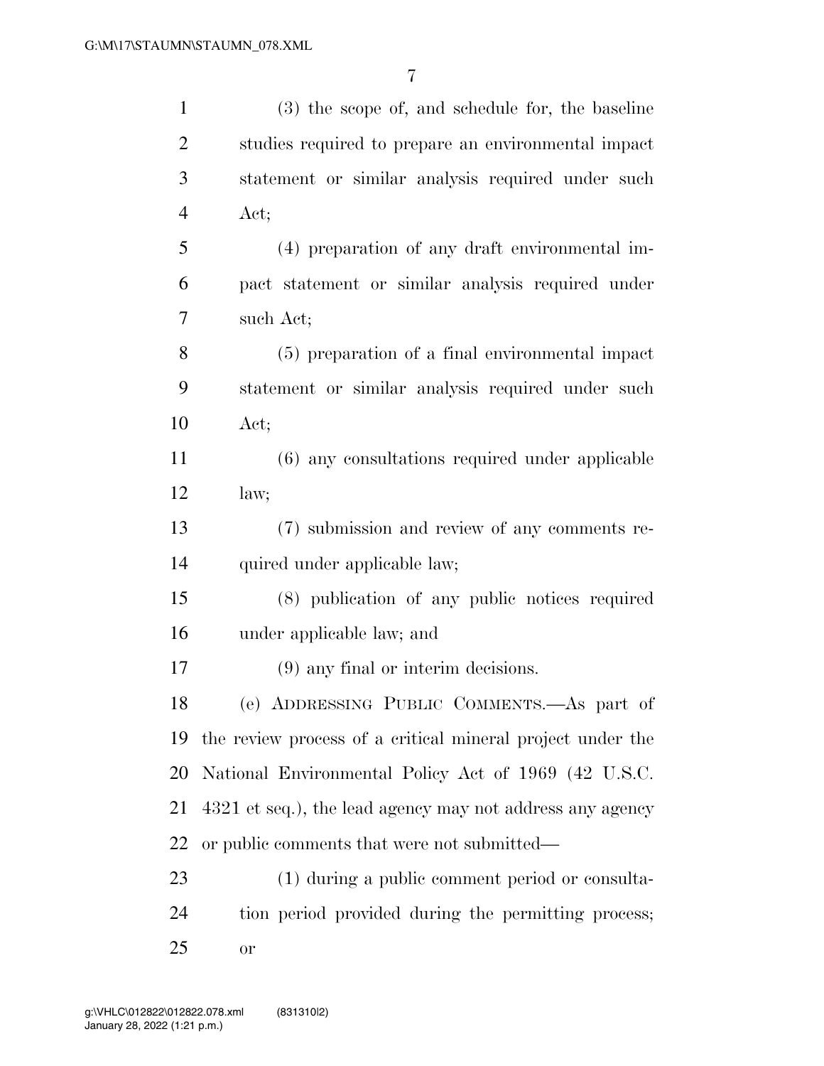(3) the scope of, and schedule for, the baseline studies required to prepare an environmental impact statement or similar analysis required under such Act;

(4) preparation of any draft environmental impact statement or similar analysis required under such Act;

(5) preparation of a final environmental impact statement or similar analysis required under such Act;

(6) any consultations required under applicable law;

(7) submission and review of any comments required under applicable law;

(8) publication of any public notices required under applicable law; and

(9) any final or interim decisions.

(e) ADDRESSING PUBLIC COMMENTS.—As part of the review process of a critical mineral project under the National Environmental Policy Act of 1969 (42 U.S.C. 4321 et seq.), the lead agency may not address any agency or public comments that were not submitted—

(1) during a public comment period or consultation period provided during the permitting process; or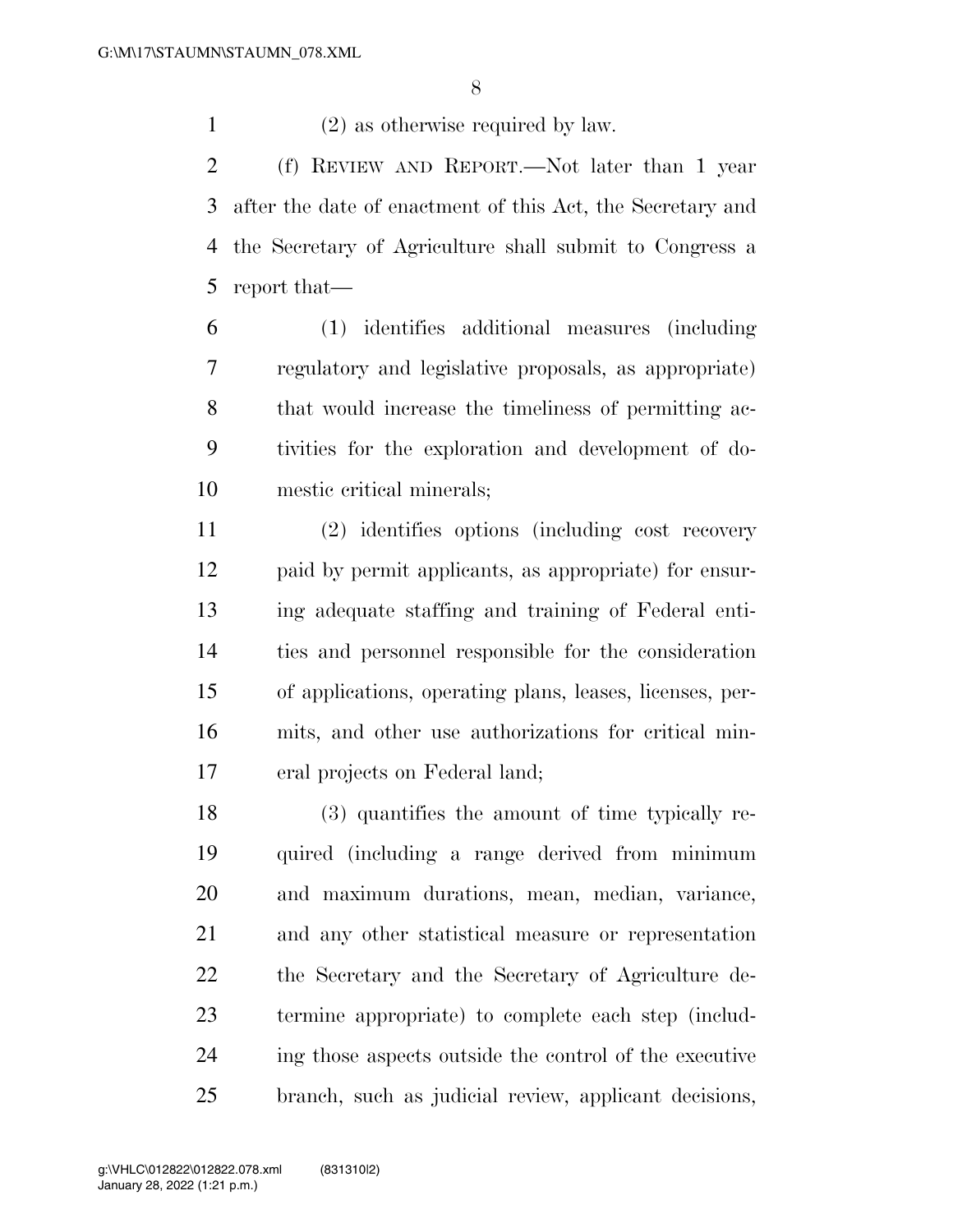(2) as otherwise required by law.

(f) REVIEW AND REPORT.—Not later than 1 year after the date of enactment of this Act, the Secretary and the Secretary of Agriculture shall submit to Congress a report that—

(1) identifies additional measures (including regulatory and legislative proposals, as appropriate) that would increase the timeliness of permitting activities for the exploration and development of domestic critical minerals;

(2) identifies options (including cost recovery paid by permit applicants, as appropriate) for ensuring adequate staffing and training of Federal entities and personnel responsible for the consideration of applications, operating plans, leases, licenses, permits, and other use authorizations for critical mineral projects on Federal land;

(3) quantifies the amount of time typically required (including a range derived from minimum and maximum durations, mean, median, variance, and any other statistical measure or representation the Secretary and the Secretary of Agriculture determine appropriate) to complete each step (including those aspects outside the control of the executive branch, such as judicial review, applicant decisions,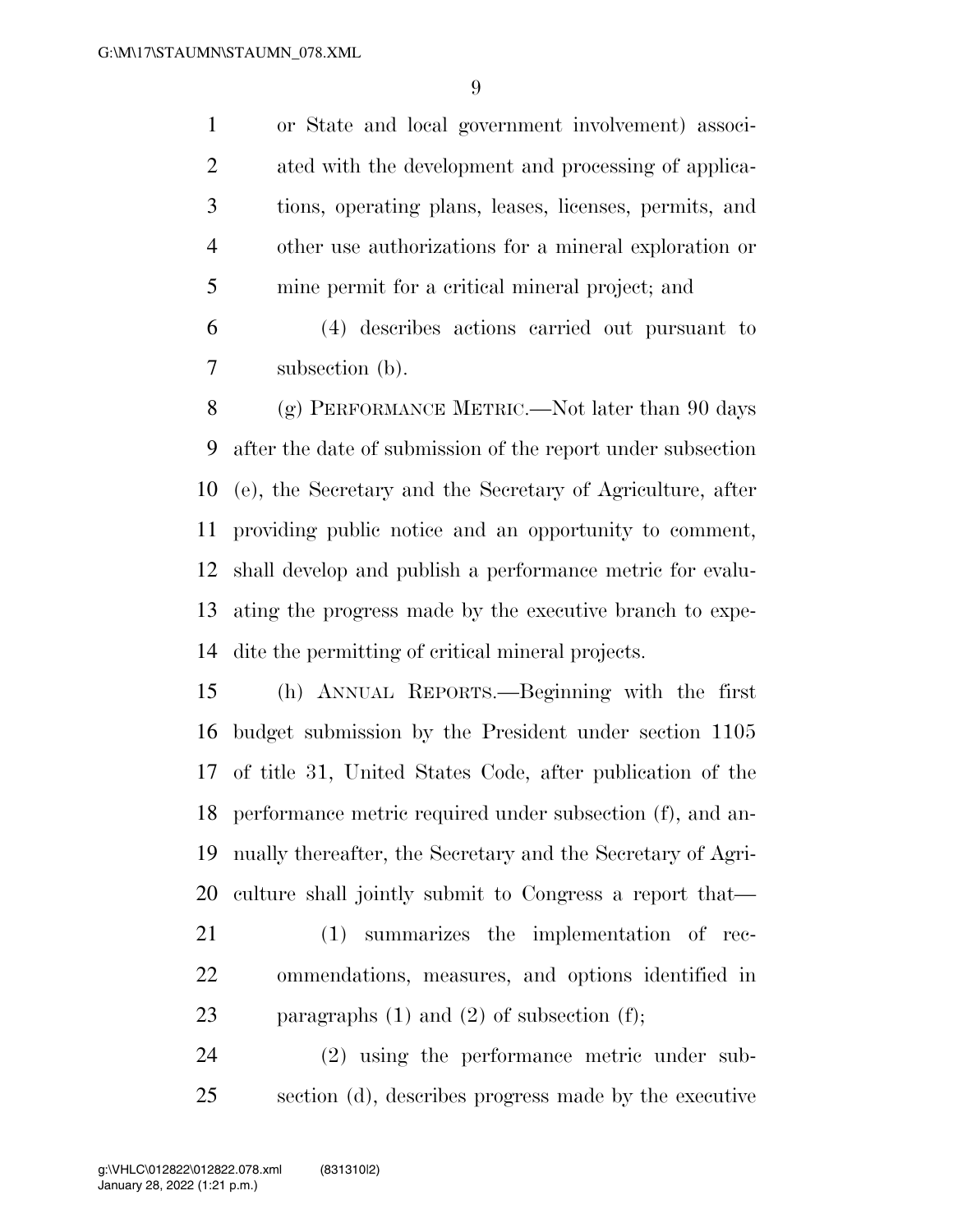or State and local government involvement) associated with the development and processing of applications, operating plans, leases, licenses, permits, and other use authorizations for a mineral exploration or mine permit for a critical mineral project; and

(4) describes actions carried out pursuant to subsection (b).

(g) PERFORMANCE METRIC.—Not later than 90 days after the date of submission of the report under subsection (e), the Secretary and the Secretary of Agriculture, after providing public notice and an opportunity to comment, shall develop and publish a performance metric for evaluating the progress made by the executive branch to expedite the permitting of critical mineral projects.

(h) ANNUAL REPORTS.—Beginning with the first budget submission by the President under section 1105 of title 31, United States Code, after publication of the performance metric required under subsection (f), and annually thereafter, the Secretary and the Secretary of Agriculture shall jointly submit to Congress a report that—

(1) summarizes the implementation of recommendations, measures, and options identified in paragraphs (1) and (2) of subsection (f);

(2) using the performance metric under subsection (d), describes progress made by the executive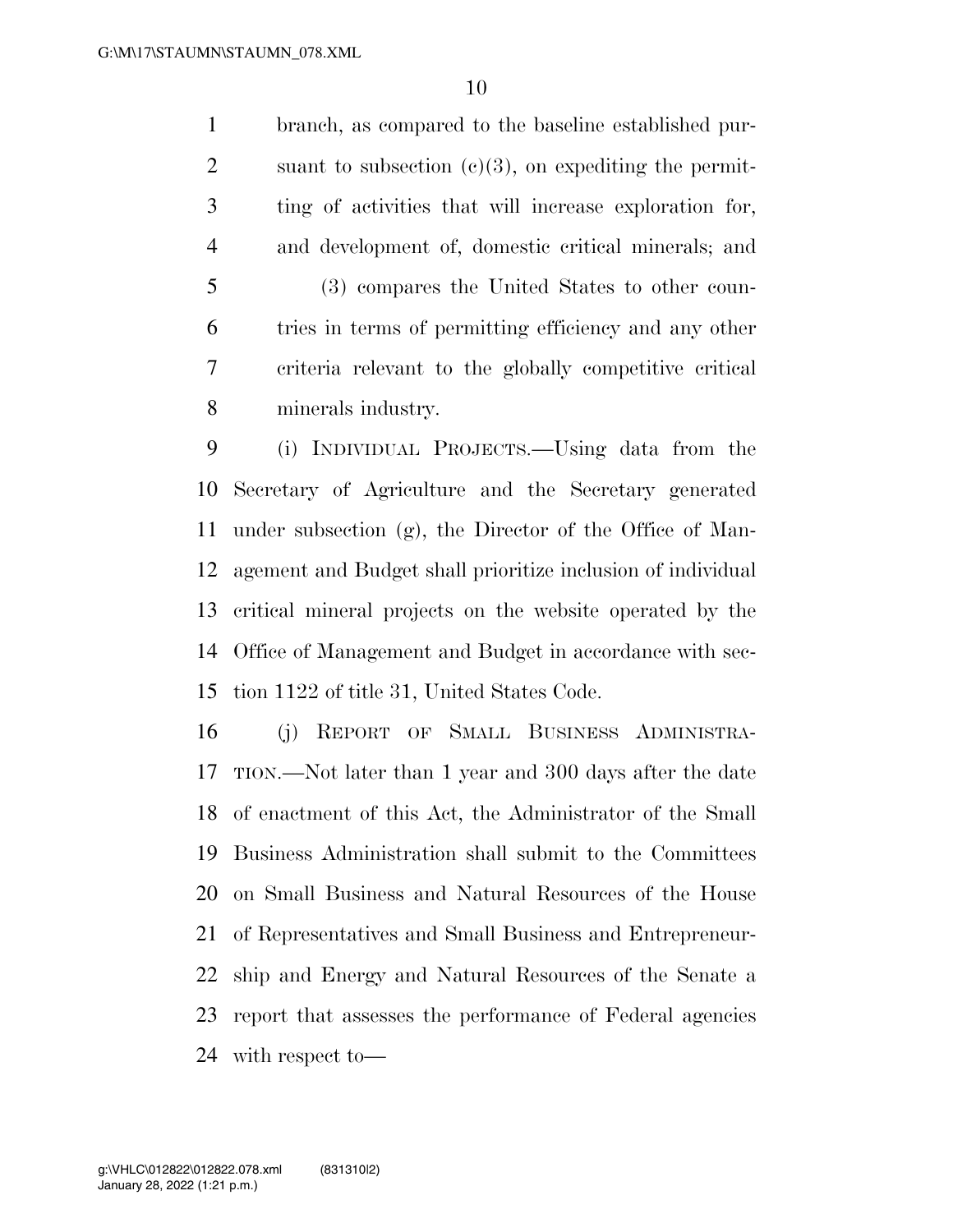branch, as compared to the baseline established pursuant to subsection (c)(3), on expediting the permitting of activities that will increase exploration for, and development of, domestic critical minerals; and

(3) compares the United States to other countries in terms of permitting efficiency and any other criteria relevant to the globally competitive critical minerals industry.

(i) INDIVIDUAL PROJECTS.—Using data from the Secretary of Agriculture and the Secretary generated under subsection (g), the Director of the Office of Management and Budget shall prioritize inclusion of individual critical mineral projects on the website operated by the Office of Management and Budget in accordance with section 1122 of title 31, United States Code.

(j) REPORT OF SMALL BUSINESS ADMINISTRATION.—Not later than 1 year and 300 days after the date of enactment of this Act, the Administrator of the Small Business Administration shall submit to the Committees on Small Business and Natural Resources of the House of Representatives and Small Business and Entrepreneurship and Energy and Natural Resources of the Senate a report that assesses the performance of Federal agencies with respect to—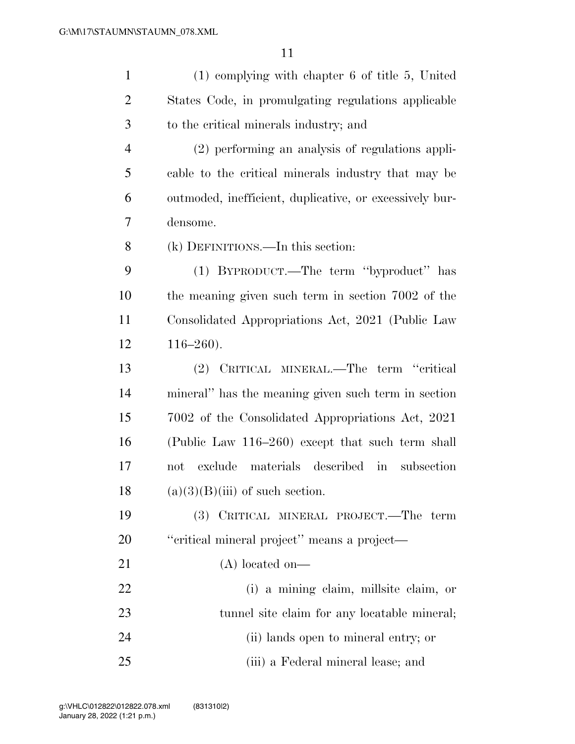(1) complying with chapter 6 of title 5, United States Code, in promulgating regulations applicable to the critical minerals industry; and

(2) performing an analysis of regulations applicable to the critical minerals industry that may be outmoded, inefficient, duplicative, or excessively burdensome.

(k) DEFINITIONS.—In this section:

(1) BYPRODUCT.—The term ''byproduct'' has the meaning given such term in section 7002 of the Consolidated Appropriations Act, 2021 (Public Law 116–260).

(2) CRITICAL MINERAL.—The term ''critical mineral'' has the meaning given such term in section 7002 of the Consolidated Appropriations Act, 2021 (Public Law 116–260) except that such term shall not exclude materials described in subsection (a)(3)(B)(iii) of such section.

(3) CRITICAL MINERAL PROJECT.—The term ''critical mineral project'' means a project—

(A) located on—

(i) a mining claim, millsite claim, or tunnel site claim for any locatable mineral;

(ii) lands open to mineral entry; or

(iii) a Federal mineral lease; and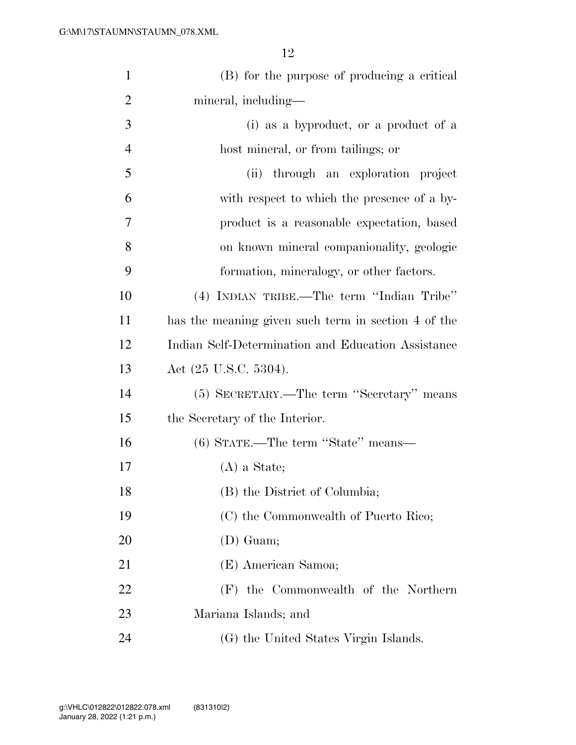(B) for the purpose of producing a critical mineral, including—

(i) as a byproduct, or a product of a host mineral, or from tailings; or

(ii) through an exploration project with respect to which the presence of a byproduct is a reasonable expectation, based on known mineral companionality, geologic formation, mineralogy, or other factors.

(4) INDIAN TRIBE.—The term ''Indian Tribe'' has the meaning given such term in section 4 of the Indian Self-Determination and Education Assistance Act (25 U.S.C. 5304).

(5) SECRETARY.—The term ''Secretary'' means the Secretary of the Interior.

(6) STATE.—The term ''State'' means—

(A) a State;

(B) the District of Columbia;

(C) the Commonwealth of Puerto Rico;

(D) Guam;

(E) American Samoa;

(F) the Commonwealth of the Northern Mariana Islands; and

(G) the United States Virgin Islands.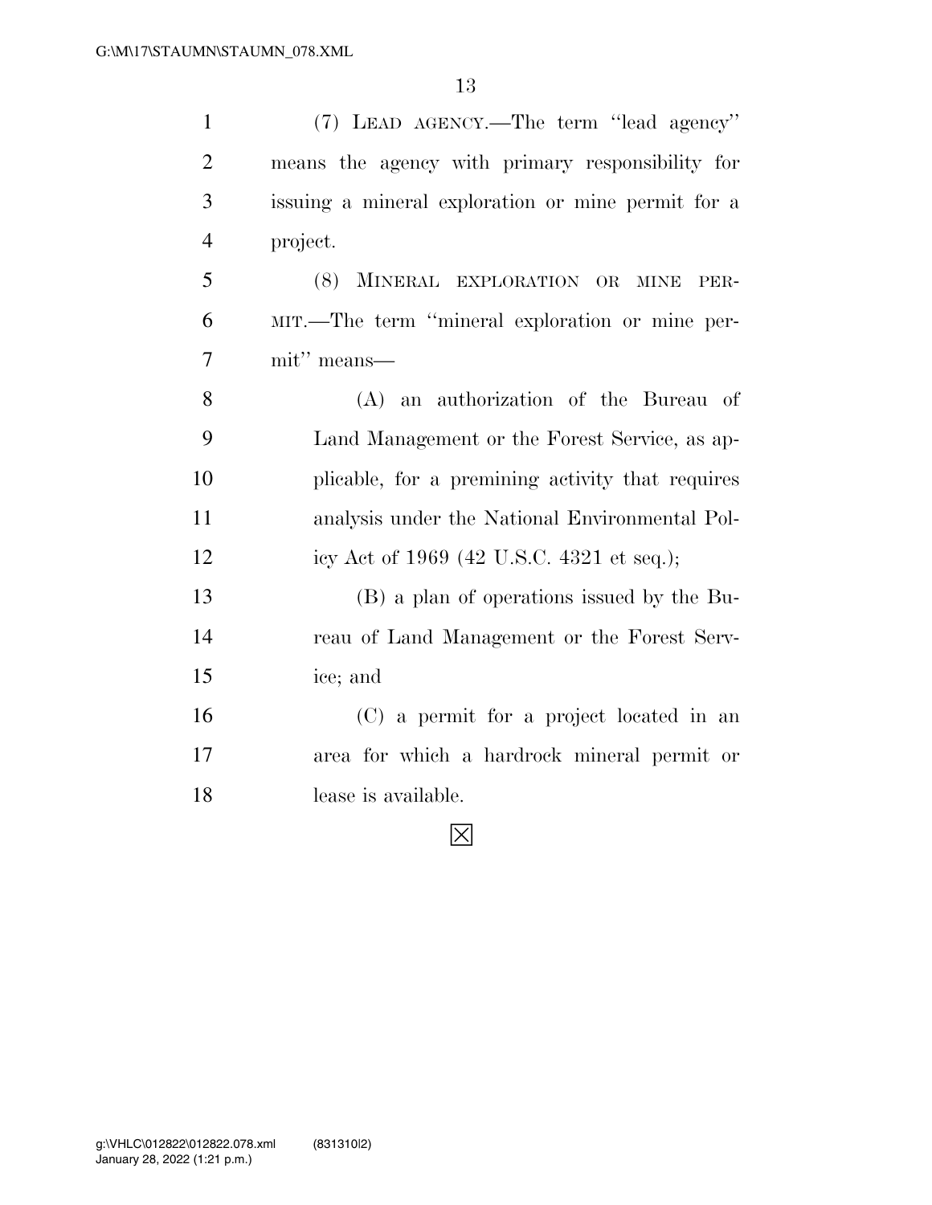(7) LEAD AGENCY.—The term ''lead agency'' means the agency with primary responsibility for issuing a mineral exploration or mine permit for a project.

(8) MINERAL EXPLORATION OR MINE PERMIT.—The term ''mineral exploration or mine permit'' means—

(A) an authorization of the Bureau of Land Management or the Forest Service, as applicable, for a premining activity that requires analysis under the National Environmental Policy Act of 1969 (42 U.S.C. 4321 et seq.);

(B) a plan of operations issued by the Bureau of Land Management or the Forest Service; and

(C) a permit for a project located in an area for which a hardrock mineral permit or lease is available.